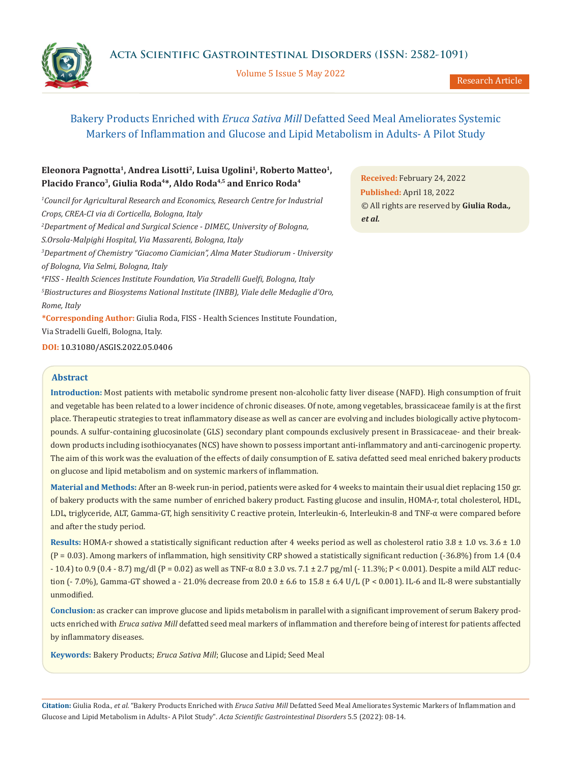# Bakery Products Enriched with *Eruca Sativa Mill* Defatted Seed Meal Ameliorates Systemic Markers of Inflammation and Glucose and Lipid Metabolism in Adults- A Pilot Study

**Eleonora Pagnotta[1], Andrea Lisotti[2], Luisa Ugolini[1], Roberto Matteo[1], Placido Franco[3], Giulia Roda[4]\*, Aldo Roda[4,5] and Enrico Roda[4]**

[1]*Council for Agricultural Research and Economics, Research Centre for Industrial Crops, CREA-CI via di Corticella, Bologna, Italy*

[2]*Department of Medical and Surgical Science - DIMEC, University of Bologna, S.Orsola-Malpighi Hospital, Via Massarenti, Bologna, Italy*

[3]*Department of Chemistry "Giacomo Ciamician", Alma Mater Studiorum - University of Bologna, Via Selmi, Bologna, Italy*

[4]*FISS - Health Sciences Institute Foundation, Via Stradelli Guelfi, Bologna, Italy*

[5]*Biostructures and Biosystems National Institute (INBB), Viale delle Medaglie d'Oro, Rome, Italy*

**\*Corresponding Author:** Giulia Roda, FISS - Health Sciences Institute Foundation, Via Stradelli Guelfi, Bologna, Italy.

**DOI:** 10.31080/ASGIS.2022.05.0406

**Received:** February 24, 2022
**Published:** April 18, 2022
© All rights are reserved by **Giulia Roda., *et al.***

## Abstract

**Introduction:** Most patients with metabolic syndrome present non-alcoholic fatty liver disease (NAFD). High consumption of fruit and vegetable has been related to a lower incidence of chronic diseases. Of note, among vegetables, brassicaceae family is at the first place. Therapeutic strategies to treat inflammatory disease as well as cancer are evolving and includes biologically active phytocompounds. A sulfur-containing glucosinolate (GLS) secondary plant compounds exclusively present in Brassicaceae- and their breakdown products including isothiocyanates (NCS) have shown to possess important anti-inflammatory and anti-carcinogenic property. The aim of this work was the evaluation of the effects of daily consumption of E. sativa defatted seed meal enriched bakery products on glucose and lipid metabolism and on systemic markers of inflammation.

**Material and Methods:** After an 8-week run-in period, patients were asked for 4 weeks to maintain their usual diet replacing 150 gr. of bakery products with the same number of enriched bakery product. Fasting glucose and insulin, HOMA-r, total cholesterol, HDL, LDL, triglyceride, ALT, Gamma-GT, high sensitivity C reactive protein, Interleukin-6, Interleukin-8 and TNF-α were compared before and after the study period.

**Results:** HOMA-r showed a statistically significant reduction after 4 weeks period as well as cholesterol ratio 3.8 ± 1.0 vs. 3.6 ± 1.0 ($P = 0.03$). Among markers of inflammation, high sensitivity CRP showed a statistically significant reduction (-36.8%) from 1.4 (0.4 - 10.4) to 0.9 (0.4 - 8.7) mg/dl ($P = 0.02$) as well as TNF-α 8.0 ± 3.0 vs. 7.1 ± 2.7 pg/ml (- 11.3%; $P < 0.001$). Despite a mild ALT reduction (- 7.0%), Gamma-GT showed a - 21.0% decrease from 20.0 ± 6.6 to 15.8 ± 6.4 U/L ($P < 0.001$). IL-6 and IL-8 were substantially unmodified.

**Conclusion:** as cracker can improve glucose and lipids metabolism in parallel with a significant improvement of serum Bakery products enriched with *Eruca sativa Mill* defatted seed meal markers of inflammation and therefore being of interest for patients affected by inflammatory diseases.

**Keywords:** Bakery Products; *Eruca Sativa Mill*; Glucose and Lipid; Seed Meal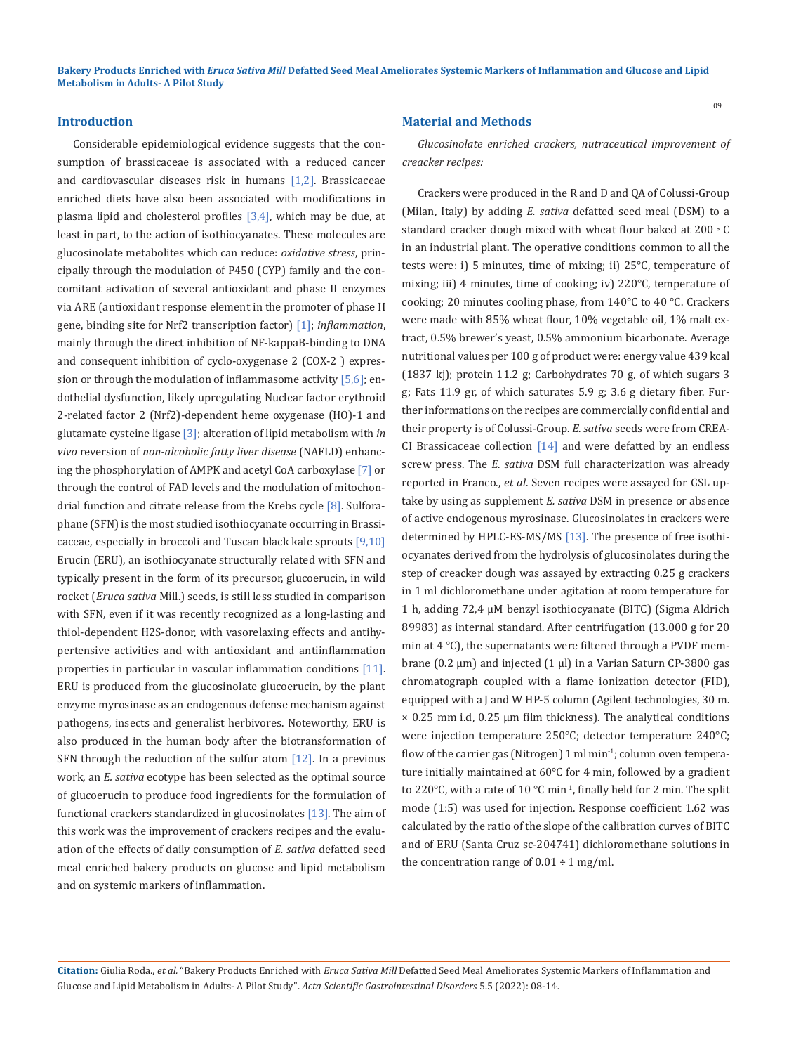## Introduction

Considerable epidemiological evidence suggests that the consumption of brassicaceae is associated with a reduced cancer and cardiovascular diseases risk in humans [1,2]. Brassicaceae enriched diets have also been associated with modifications in plasma lipid and cholesterol profiles [3,4], which may be due, at least in part, to the action of isothiocyanates. These molecules are glucosinolate metabolites which can reduce: *oxidative stress*, principally through the modulation of P450 (CYP) family and the concomitant activation of several antioxidant and phase II enzymes via ARE (antioxidant response element in the promoter of phase II gene, binding site for Nrf2 transcription factor) [1]; *inflammation*, mainly through the direct inhibition of NF-kappaB-binding to DNA and consequent inhibition of cyclo-oxygenase 2 (COX-2 ) expression or through the modulation of inflammasome activity [5,6]; endothelial dysfunction, likely upregulating Nuclear factor erythroid 2-related factor 2 (Nrf2)-dependent heme oxygenase (HO)-1 and glutamate cysteine ligase [3]; alteration of lipid metabolism with *in vivo* reversion of *non-alcoholic fatty liver disease* (NAFLD) enhancing the phosphorylation of AMPK and acetyl CoA carboxylase [7] or through the control of FAD levels and the modulation of mitochondrial function and citrate release from the Krebs cycle [8]. Sulforaphane (SFN) is the most studied isothiocyanate occurring in Brassicaceae, especially in broccoli and Tuscan black kale sprouts [9,10] Erucin (ERU), an isothiocyanate structurally related with SFN and typically present in the form of its precursor, glucoerucin, in wild rocket (*Eruca sativa* Mill.) seeds, is still less studied in comparison with SFN, even if it was recently recognized as a long-lasting and thiol-dependent H2S-donor, with vasorelaxing effects and antihypertensive activities and with antioxidant and antiinflammation properties in particular in vascular inflammation conditions [11]. ERU is produced from the glucosinolate glucoerucin, by the plant enzyme myrosinase as an endogenous defense mechanism against pathogens, insects and generalist herbivores. Noteworthy, ERU is also produced in the human body after the biotransformation of SFN through the reduction of the sulfur atom [12]. In a previous work, an *E. sativa* ecotype has been selected as the optimal source of glucoerucin to produce food ingredients for the formulation of functional crackers standardized in glucosinolates [13]. The aim of this work was the improvement of crackers recipes and the evaluation of the effects of daily consumption of *E. sativa* defatted seed meal enriched bakery products on glucose and lipid metabolism and on systemic markers of inflammation.

## Material and Methods

*Glucosinolate enriched crackers, nutraceutical improvement of creacker recipes:*

Crackers were produced in the R and D and QA of Colussi-Group (Milan, Italy) by adding *E. sativa* defatted seed meal (DSM) to a standard cracker dough mixed with wheat flour baked at 200 ∘ C in an industrial plant. The operative conditions common to all the tests were: i) 5 minutes, time of mixing; ii) 25°C, temperature of mixing; iii) 4 minutes, time of cooking; iv) 220°C, temperature of cooking; 20 minutes cooling phase, from 140°C to 40 °C. Crackers were made with 85% wheat flour, 10% vegetable oil, 1% malt extract, 0.5% brewer's yeast, 0.5% ammonium bicarbonate. Average nutritional values per 100 g of product were: energy value 439 kcal (1837 kj); protein 11.2 g; Carbohydrates 70 g, of which sugars 3 g; Fats 11.9 gr, of which saturates 5.9 g; 3.6 g dietary fiber. Further informations on the recipes are commercially confidential and their property is of Colussi-Group. *E. sativa* seeds were from CREA-CI Brassicaceae collection [14] and were defatted by an endless screw press. The *E. sativa* DSM full characterization was already reported in Franco., *et al*. Seven recipes were assayed for GSL uptake by using as supplement *E. sativa* DSM in presence or absence of active endogenous myrosinase. Glucosinolates in crackers were determined by HPLC-ES-MS/MS [13]. The presence of free isothiocyanates derived from the hydrolysis of glucosinolates during the step of creacker dough was assayed by extracting 0.25 g crackers in 1 ml dichloromethane under agitation at room temperature for 1 h, adding 72,4 μM benzyl isothiocyanate (BITC) (Sigma Aldrich 89983) as internal standard. After centrifugation (13.000 g for 20 min at 4 °C), the supernatants were filtered through a PVDF membrane (0.2 μm) and injected (1 μl) in a Varian Saturn CP-3800 gas chromatograph coupled with a flame ionization detector (FID), equipped with a J and W HP-5 column (Agilent technologies, 30 m. × 0.25 mm i.d, 0.25 μm film thickness). The analytical conditions were injection temperature 250°C; detector temperature 240°C; flow of the carrier gas (Nitrogen) 1 ml $min^{-1}$; column oven temperature initially maintained at 60°C for 4 min, followed by a gradient to 220°C, with a rate of 10 °C $min^{-1}$, finally held for 2 min. The split mode (1:5) was used for injection. Response coefficient 1.62 was calculated by the ratio of the slope of the calibration curves of BITC and of ERU (Santa Cruz sc-204741) dichloromethane solutions in the concentration range of 0.01 ÷ 1 mg/ml.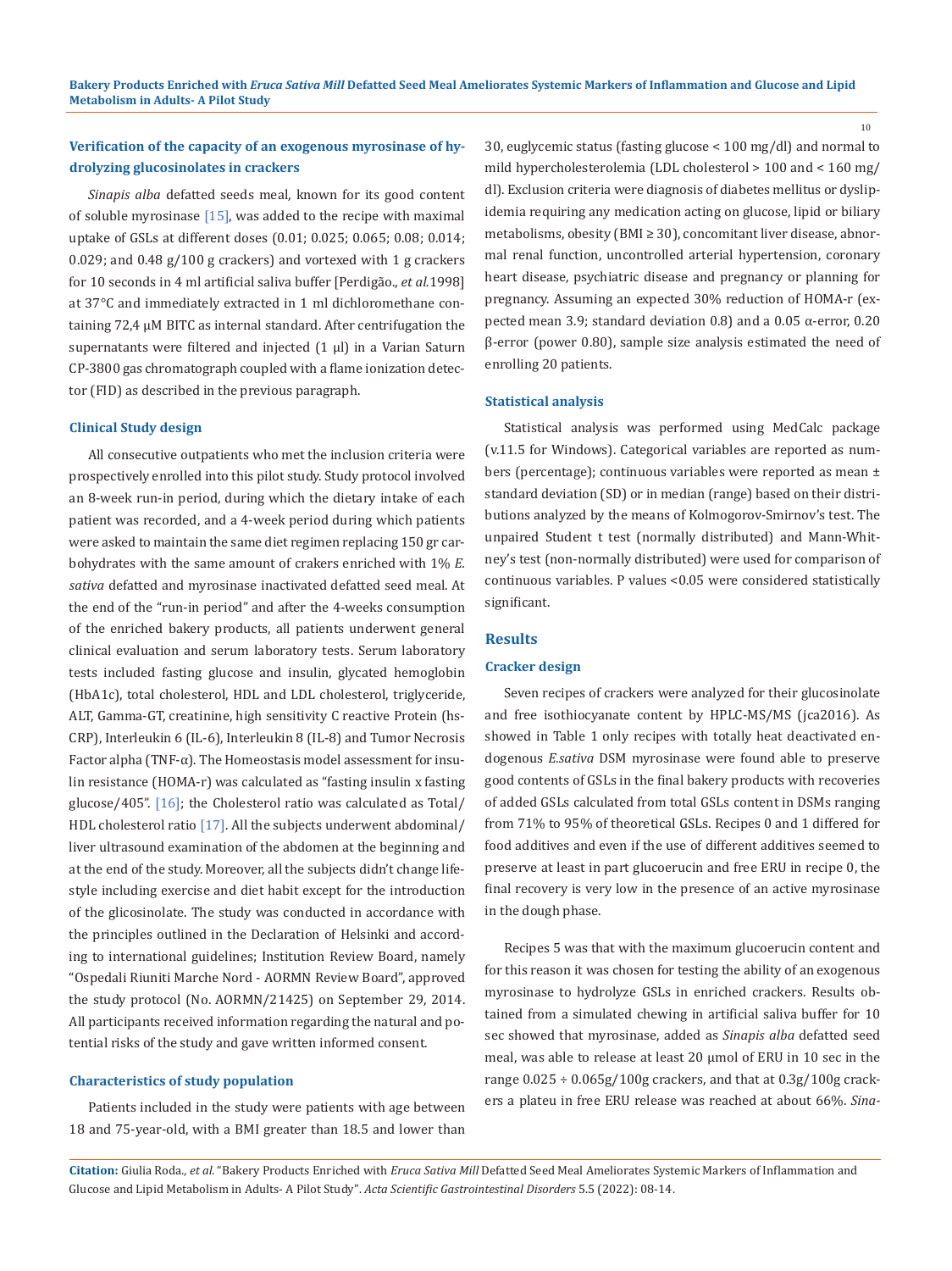### Verification of the capacity of an exogenous myrosinase of hydrolyzing glucosinolates in crackers

*Sinapis alba* defatted seeds meal, known for its good content of soluble myrosinase [15], was added to the recipe with maximal uptake of GSLs at different doses (0.01; 0.025; 0.065; 0.08; 0.014; 0.029; and 0.48 g/100 g crackers) and vortexed with 1 g crackers for 10 seconds in 4 ml artificial saliva buffer [Perdigão., *et al.*1998] at 37°C and immediately extracted in 1 ml dichloromethane containing 72,4 µM BITC as internal standard. After centrifugation the supernatants were filtered and injected (1 µl) in a Varian Saturn CP-3800 gas chromatograph coupled with a flame ionization detector (FID) as described in the previous paragraph.

### Clinical Study design

All consecutive outpatients who met the inclusion criteria were prospectively enrolled into this pilot study. Study protocol involved an 8-week run-in period, during which the dietary intake of each patient was recorded, and a 4-week period during which patients were asked to maintain the same diet regimen replacing 150 gr carbohydrates with the same amount of crakers enriched with 1% *E. sativa* defatted and myrosinase inactivated defatted seed meal. At the end of the "run-in period" and after the 4-weeks consumption of the enriched bakery products, all patients underwent general clinical evaluation and serum laboratory tests. Serum laboratory tests included fasting glucose and insulin, glycated hemoglobin (HbA1c), total cholesterol, HDL and LDL cholesterol, triglyceride, ALT, Gamma-GT, creatinine, high sensitivity C reactive Protein (hs-CRP), Interleukin 6 (IL-6), Interleukin 8 (IL-8) and Tumor Necrosis Factor alpha (TNF-α). The Homeostasis model assessment for insulin resistance (HOMA-r) was calculated as "fasting insulin x fasting glucose/405". [16]; the Cholesterol ratio was calculated as Total/HDL cholesterol ratio [17]. All the subjects underwent abdominal/liver ultrasound examination of the abdomen at the beginning and at the end of the study. Moreover, all the subjects didn't change lifestyle including exercise and diet habit except for the introduction of the glicosinolate. The study was conducted in accordance with the principles outlined in the Declaration of Helsinki and according to international guidelines; Institution Review Board, namely "Ospedali Riuniti Marche Nord - AORMN Review Board", approved the study protocol (No. AORMN/21425) on September 29, 2014. All participants received information regarding the natural and potential risks of the study and gave written informed consent.

### Characteristics of study population

Patients included in the study were patients with age between 18 and 75-year-old, with a BMI greater than 18.5 and lower than 30, euglycemic status (fasting glucose < 100 mg/dl) and normal to mild hypercholesterolemia (LDL cholesterol > 100 and < 160 mg/dl). Exclusion criteria were diagnosis of diabetes mellitus or dyslipidemia requiring any medication acting on glucose, lipid or biliary metabolisms, obesity (BMI ≥ 30), concomitant liver disease, abnormal renal function, uncontrolled arterial hypertension, coronary heart disease, psychiatric disease and pregnancy or planning for pregnancy. Assuming an expected 30% reduction of HOMA-r (expected mean 3.9; standard deviation 0.8) and a 0.05 α-error, 0.20 β-error (power 0.80), sample size analysis estimated the need of enrolling 20 patients.

### Statistical analysis

Statistical analysis was performed using MedCalc package (v.11.5 for Windows). Categorical variables are reported as numbers (percentage); continuous variables were reported as mean ± standard deviation (SD) or in median (range) based on their distributions analyzed by the means of Kolmogorov-Smirnov's test. The unpaired Student t test (normally distributed) and Mann-Whitney's test (non-normally distributed) were used for comparison of continuous variables. P values <0.05 were considered statistically significant.

## Results

### Cracker design

Seven recipes of crackers were analyzed for their glucosinolate and free isothiocyanate content by HPLC-MS/MS (jca2016). As showed in Table 1 only recipes with totally heat deactivated endogenous *E.sativa* DSM myrosinase were found able to preserve good contents of GSLs in the final bakery products with recoveries of added GSLs calculated from total GSLs content in DSMs ranging from 71% to 95% of theoretical GSLs. Recipes 0 and 1 differed for food additives and even if the use of different additives seemed to preserve at least in part glucoerucin and free ERU in recipe 0, the final recovery is very low in the presence of an active myrosinase in the dough phase.

Recipes 5 was that with the maximum glucoerucin content and for this reason it was chosen for testing the ability of an exogenous myrosinase to hydrolyze GSLs in enriched crackers. Results obtained from a simulated chewing in artificial saliva buffer for 10 sec showed that myrosinase, added as *Sinapis alba* defatted seed meal, was able to release at least 20 µmol of ERU in 10 sec in the range 0.025 ÷ 0.065g/100g crackers, and that at 0.3g/100g crackers a plateu in free ERU release was reached at about 66%. *Sina-*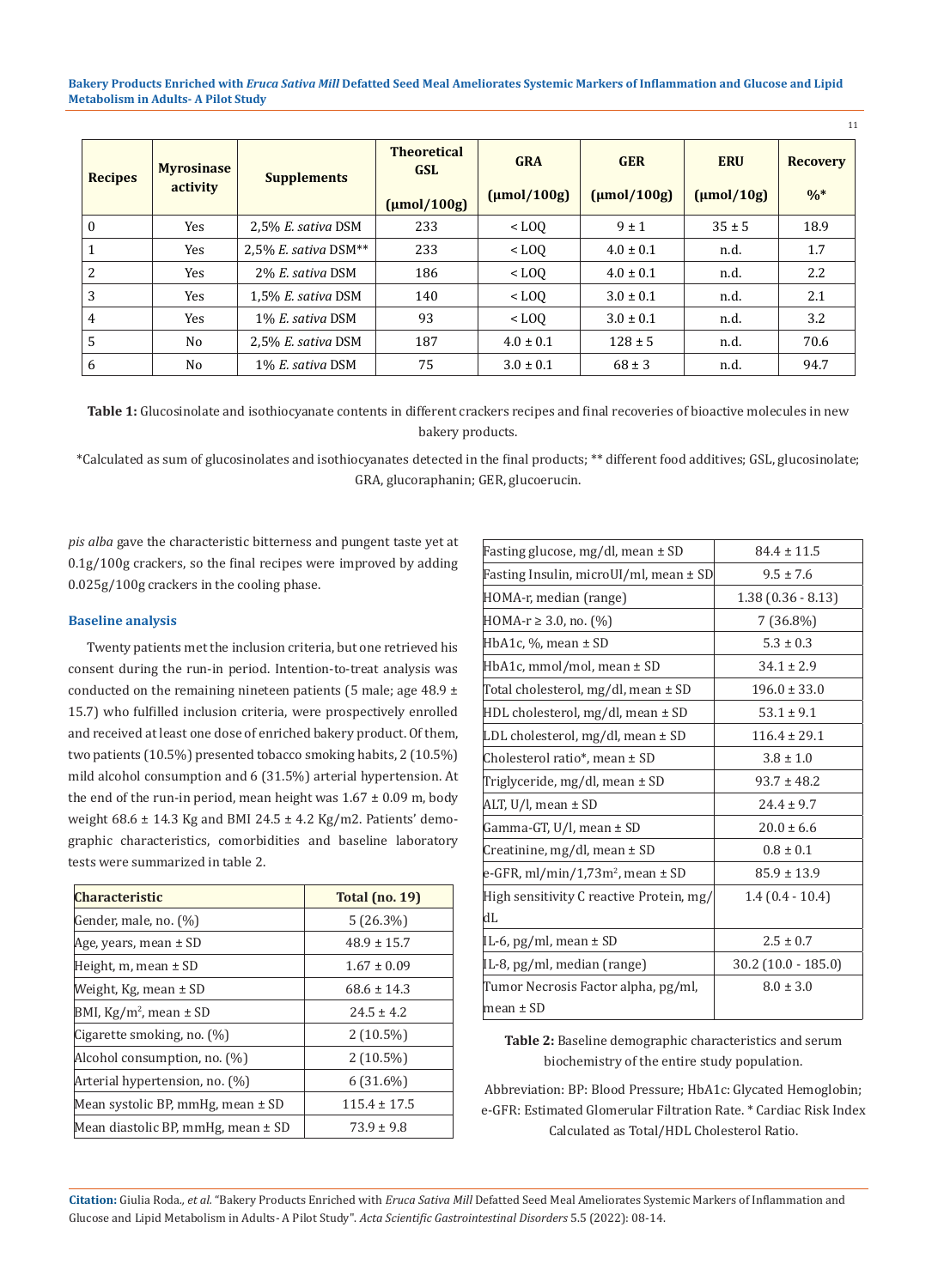| Recipes | Myrosinase activity | Supplements | Theoretical GSL (µmol/100g) | GRA (µmol/100g) | GER (µmol/100g) | ERU (µmol/10g) | Recovery %* |
|---|---|---|---|---|---|---|---|
| 0 | Yes | 2,5% *E. sativa* DSM | 233 | < LOQ | 9 ± 1 | 35 ± 5 | 18.9 |
| 1 | Yes | 2,5% *E. sativa* DSM** | 233 | < LOQ | 4.0 ± 0.1 | n.d. | 1.7 |
| 2 | Yes | 2% *E. sativa* DSM | 186 | < LOQ | 4.0 ± 0.1 | n.d. | 2.2 |
| 3 | Yes | 1,5% *E. sativa* DSM | 140 | < LOQ | 3.0 ± 0.1 | n.d. | 2.1 |
| 4 | Yes | 1% *E. sativa* DSM | 93 | < LOQ | 3.0 ± 0.1 | n.d. | 3.2 |
| 5 | No | 2,5% *E. sativa* DSM | 187 | 4.0 ± 0.1 | 128 ± 5 | n.d. | 70.6 |
| 6 | No | 1% *E. sativa* DSM | 75 | 3.0 ± 0.1 | 68 ± 3 | n.d. | 94.7 |

**Table 1:** Glucosinolate and isothiocyanate contents in different crackers recipes and final recoveries of bioactive molecules in new bakery products.

*Calculated as sum of glucosinolates and isothiocyanates detected in the final products; ** different food additives; GSL, glucosinolate; GRA, glucoraphanin; GER, glucoerucin.

*pis alba* gave the characteristic bitterness and pungent taste yet at 0.1g/100g crackers, so the final recipes were improved by adding 0.025g/100g crackers in the cooling phase.

### Baseline analysis

Twenty patients met the inclusion criteria, but one retrieved his consent during the run-in period. Intention-to-treat analysis was conducted on the remaining nineteen patients (5 male; age 48.9 ± 15.7) who fulfilled inclusion criteria, were prospectively enrolled and received at least one dose of enriched bakery product. Of them, two patients (10.5%) presented tobacco smoking habits, 2 (10.5%) mild alcohol consumption and 6 (31.5%) arterial hypertension. At the end of the run-in period, mean height was 1.67 ± 0.09 m, body weight 68.6 ± 14.3 Kg and BMI 24.5 ± 4.2 Kg/m2. Patients' demographic characteristics, comorbidities and baseline laboratory tests were summarized in table 2.

| Characteristic | Total (no. 19) |
|---|---|
| Gender, male, no. (%) | 5 (26.3%) |
| Age, years, mean ± SD | 48.9 ± 15.7 |
| Height, m, mean ± SD | 1.67 ± 0.09 |
| Weight, Kg, mean ± SD | 68.6 ± 14.3 |
| BMI, Kg/m$^2$, mean ± SD | 24.5 ± 4.2 |
| Cigarette smoking, no. (%) | 2 (10.5%) |
| Alcohol consumption, no. (%) | 2 (10.5%) |
| Arterial hypertension, no. (%) | 6 (31.6%) |
| Mean systolic BP, mmHg, mean ± SD | 115.4 ± 17.5 |
| Mean diastolic BP, mmHg, mean ± SD | 73.9 ± 9.8 |
| Fasting glucose, mg/dl, mean ± SD | 84.4 ± 11.5 |
| Fasting Insulin, microUI/ml, mean ± SD | 9.5 ± 7.6 |
| HOMA-r, median (range) | 1.38 (0.36 - 8.13) |
| HOMA-r ≥ 3.0, no. (%) | 7 (36.8%) |
| HbA1c, %, mean ± SD | 5.3 ± 0.3 |
| HbA1c, mmol/mol, mean ± SD | 34.1 ± 2.9 |
| Total cholesterol, mg/dl, mean ± SD | 196.0 ± 33.0 |
| HDL cholesterol, mg/dl, mean ± SD | 53.1 ± 9.1 |
| LDL cholesterol, mg/dl, mean ± SD | 116.4 ± 29.1 |
| Cholesterol ratio*, mean ± SD | 3.8 ± 1.0 |
| Triglyceride, mg/dl, mean ± SD | 93.7 ± 48.2 |
| ALT, U/l, mean ± SD | 24.4 ± 9.7 |
| Gamma-GT, U/l, mean ± SD | 20.0 ± 6.6 |
| Creatinine, mg/dl, mean ± SD | 0.8 ± 0.1 |
| e-GFR, ml/min/1,73m$^2$, mean ± SD | 85.9 ± 13.9 |
| High sensitivity C reactive Protein, mg/dL | 1.4 (0.4 - 10.4) |
| IL-6, pg/ml, mean ± SD | 2.5 ± 0.7 |
| IL-8, pg/ml, median (range) | 30.2 (10.0 - 185.0) |
| Tumor Necrosis Factor alpha, pg/ml, mean ± SD | 8.0 ± 3.0 |

**Table 2:** Baseline demographic characteristics and serum biochemistry of the entire study population.

Abbreviation: BP: Blood Pressure; HbA1c: Glycated Hemoglobin; e-GFR: Estimated Glomerular Filtration Rate. * Cardiac Risk Index Calculated as Total/HDL Cholesterol Ratio.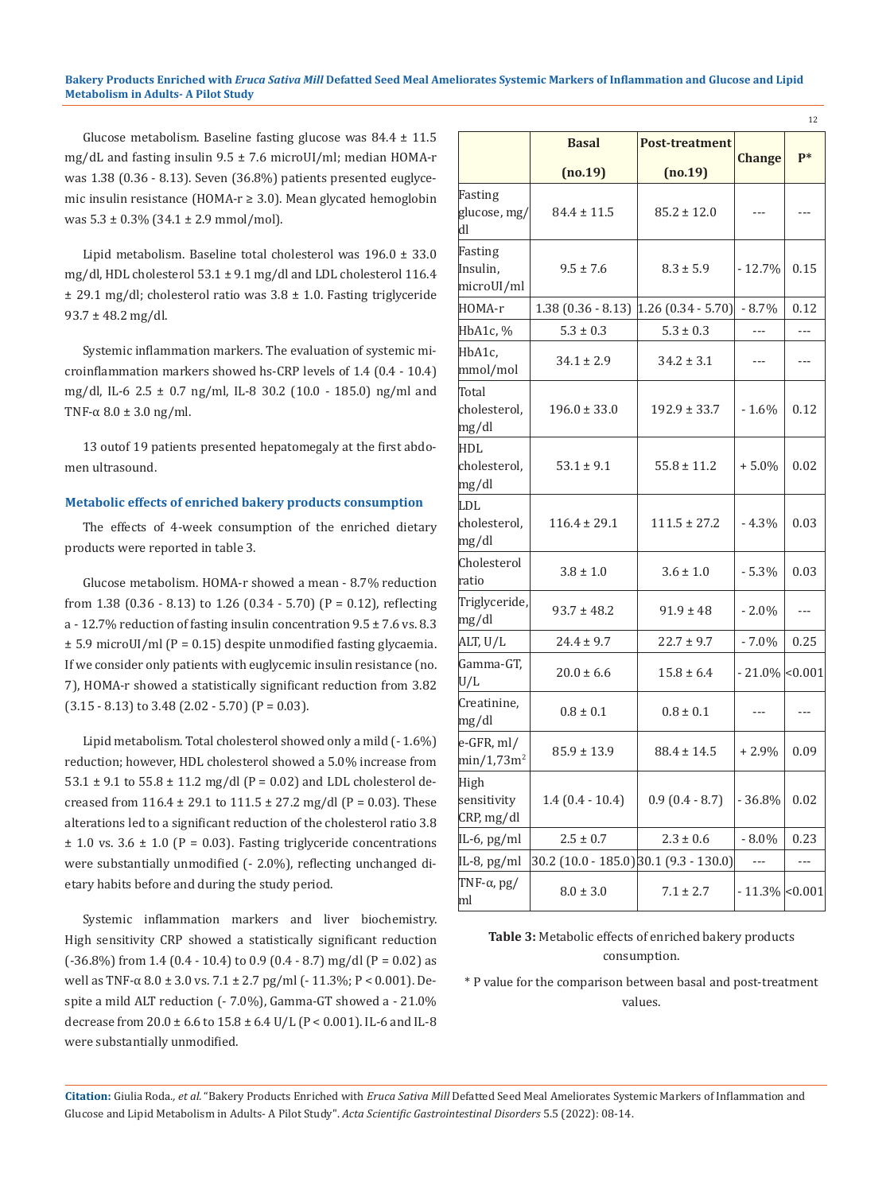Glucose metabolism. Baseline fasting glucose was 84.4 ± 11.5 mg/dL and fasting insulin 9.5 ± 7.6 microUI/ml; median HOMA-r was 1.38 (0.36 - 8.13). Seven (36.8%) patients presented euglycemic insulin resistance (HOMA-r ≥ 3.0). Mean glycated hemoglobin was 5.3 ± 0.3% (34.1 ± 2.9 mmol/mol).

Lipid metabolism. Baseline total cholesterol was 196.0 ± 33.0 mg/dl, HDL cholesterol 53.1 ± 9.1 mg/dl and LDL cholesterol 116.4 ± 29.1 mg/dl; cholesterol ratio was 3.8 ± 1.0. Fasting triglyceride 93.7 ± 48.2 mg/dl.

Systemic inflammation markers. The evaluation of systemic microinflammation markers showed hs-CRP levels of 1.4 (0.4 - 10.4) mg/dl, IL-6 2.5 ± 0.7 ng/ml, IL-8 30.2 (10.0 - 185.0) ng/ml and TNF-α 8.0 ± 3.0 ng/ml.

13 outof 19 patients presented hepatomegaly at the first abdomen ultrasound.

### Metabolic effects of enriched bakery products consumption

The effects of 4-week consumption of the enriched dietary products were reported in table 3.

Glucose metabolism. HOMA-r showed a mean - 8.7% reduction from 1.38 (0.36 - 8.13) to 1.26 (0.34 - 5.70) (P = 0.12), reflecting a - 12.7% reduction of fasting insulin concentration 9.5 ± 7.6 vs. 8.3 ± 5.9 microUI/ml (P = 0.15) despite unmodified fasting glycaemia. If we consider only patients with euglycemic insulin resistance (no. 7), HOMA-r showed a statistically significant reduction from 3.82 (3.15 - 8.13) to 3.48 (2.02 - 5.70) (P = 0.03).

Lipid metabolism. Total cholesterol showed only a mild (- 1.6%) reduction; however, HDL cholesterol showed a 5.0% increase from 53.1 ± 9.1 to 55.8 ± 11.2 mg/dl (P = 0.02) and LDL cholesterol decreased from 116.4 ± 29.1 to 111.5 ± 27.2 mg/dl (P = 0.03). These alterations led to a significant reduction of the cholesterol ratio 3.8 ± 1.0 vs. 3.6 ± 1.0 (P = 0.03). Fasting triglyceride concentrations were substantially unmodified (- 2.0%), reflecting unchanged dietary habits before and during the study period.

Systemic inflammation markers and liver biochemistry. High sensitivity CRP showed a statistically significant reduction (-36.8%) from 1.4 (0.4 - 10.4) to 0.9 (0.4 - 8.7) mg/dl (P = 0.02) as well as TNF-α 8.0 ± 3.0 vs. 7.1 ± 2.7 pg/ml (- 11.3%; P < 0.001). Despite a mild ALT reduction (- 7.0%), Gamma-GT showed a - 21.0% decrease from 20.0 ± 6.6 to 15.8 ± 6.4 U/L (P < 0.001). IL-6 and IL-8 were substantially unmodified.

| | Basal (no.19) | Post-treatment (no.19) | Change | P* |
|---|---|---|---|---|
| Fasting glucose, mg/dl | 84.4 ± 11.5 | 85.2 ± 12.0 | --- | --- |
| Fasting Insulin, microUI/ml | 9.5 ± 7.6 | 8.3 ± 5.9 | - 12.7% | 0.15 |
| HOMA-r | 1.38 (0.36 - 8.13) | 1.26 (0.34 - 5.70) | - 8.7% | 0.12 |
| HbA1c, % | 5.3 ± 0.3 | 5.3 ± 0.3 | --- | --- |
| HbA1c, mmol/mol | 34.1 ± 2.9 | 34.2 ± 3.1 | --- | --- |
| Total cholesterol, mg/dl | 196.0 ± 33.0 | 192.9 ± 33.7 | - 1.6% | 0.12 |
| HDL cholesterol, mg/dl | 53.1 ± 9.1 | 55.8 ± 11.2 | + 5.0% | 0.02 |
| LDL cholesterol, mg/dl | 116.4 ± 29.1 | 111.5 ± 27.2 | - 4.3% | 0.03 |
| Cholesterol ratio | 3.8 ± 1.0 | 3.6 ± 1.0 | - 5.3% | 0.03 |
| Triglyceride, mg/dl | 93.7 ± 48.2 | 91.9 ± 48 | - 2.0% | --- |
| ALT, U/L | 24.4 ± 9.7 | 22.7 ± 9.7 | - 7.0% | 0.25 |
| Gamma-GT, U/L | 20.0 ± 6.6 | 15.8 ± 6.4 | - 21.0% | <0.001 |
| Creatinine, mg/dl | 0.8 ± 0.1 | 0.8 ± 0.1 | --- | --- |
| e-GFR, ml/min/1,73m$^2$ | 85.9 ± 13.9 | 88.4 ± 14.5 | + 2.9% | 0.09 |
| High sensitivity CRP, mg/dl | 1.4 (0.4 - 10.4) | 0.9 (0.4 - 8.7) | - 36.8% | 0.02 |
| IL-6, pg/ml | 2.5 ± 0.7 | 2.3 ± 0.6 | - 8.0% | 0.23 |
| IL-8, pg/ml | 30.2 (10.0 - 185.0) | 30.1 (9.3 - 130.0) | --- | --- |
| TNF-α, pg/ml | 8.0 ± 3.0 | 7.1 ± 2.7 | - 11.3% | <0.001 |

**Table 3:** Metabolic effects of enriched bakery products consumption.

\* P value for the comparison between basal and post-treatment values.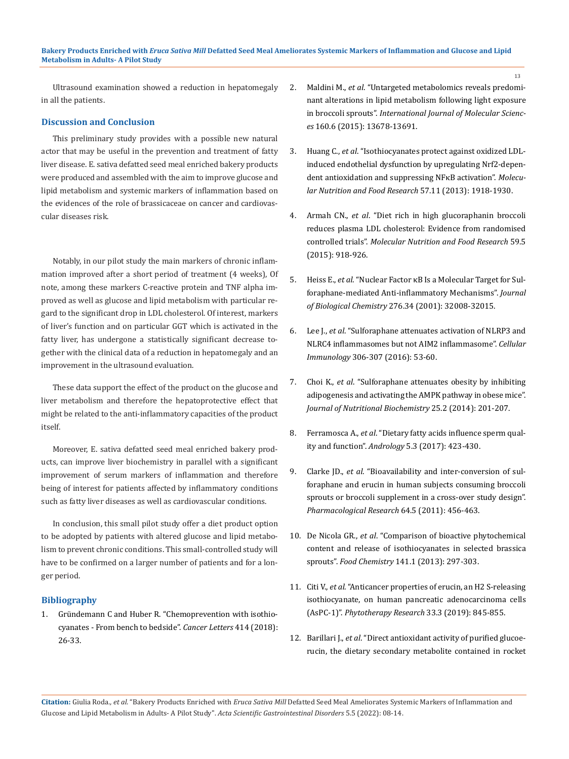Ultrasound examination showed a reduction in hepatomegaly in all the patients.

## Discussion and Conclusion

This preliminary study provides with a possible new natural actor that may be useful in the prevention and treatment of fatty liver disease. E. sativa defatted seed meal enriched bakery products were produced and assembled with the aim to improve glucose and lipid metabolism and systemic markers of inflammation based on the evidences of the role of brassicaceae on cancer and cardiovascular diseases risk.

Notably, in our pilot study the main markers of chronic inflammation improved after a short period of treatment (4 weeks), Of note, among these markers C-reactive protein and TNF alpha improved as well as glucose and lipid metabolism with particular regard to the significant drop in LDL cholesterol. Of interest, markers of liver's function and on particular GGT which is activated in the fatty liver, has undergone a statistically significant decrease together with the clinical data of a reduction in hepatomegaly and an improvement in the ultrasound evaluation.

These data support the effect of the product on the glucose and liver metabolism and therefore the hepatoprotective effect that might be related to the anti-inflammatory capacities of the product itself.

Moreover, E. sativa defatted seed meal enriched bakery products, can improve liver biochemistry in parallel with a significant improvement of serum markers of inflammation and therefore being of interest for patients affected by inflammatory conditions such as fatty liver diseases as well as cardiovascular conditions.

In conclusion, this small pilot study offer a diet product option to be adopted by patients with altered glucose and lipid metabolism to prevent chronic conditions. This small-controlled study will have to be confirmed on a larger number of patients and for a longer period.

## Bibliography

1. Gründemann C and Huber R. "Chemoprevention with isothiocyanates - From bench to bedside". *Cancer Letters* 414 (2018): 26-33.
2. Maldini M., *et al*. "Untargeted metabolomics reveals predominant alterations in lipid metabolism following light exposure in broccoli sprouts". *International Journal of Molecular Sciences* 160.6 (2015): 13678-13691.
3. Huang C., *et al*. "Isothiocyanates protect against oxidized LDL-induced endothelial dysfunction by upregulating Nrf2-dependent antioxidation and suppressing NFκB activation". *Molecular Nutrition and Food Research* 57.11 (2013): 1918-1930.
4. Armah CN., *et al*. "Diet rich in high glucoraphanin broccoli reduces plasma LDL cholesterol: Evidence from randomised controlled trials". *Molecular Nutrition and Food Research* 59.5 (2015): 918-926.
5. Heiss E., *et al*. "Nuclear Factor κB Is a Molecular Target for Sulforaphane-mediated Anti-inflammatory Mechanisms". *Journal of Biological Chemistry* 276.34 (2001): 32008-32015.
6. Lee J., *et al*. "Sulforaphane attenuates activation of NLRP3 and NLRC4 inflammasomes but not AIM2 inflammasome". *Cellular Immunology* 306-307 (2016): 53-60.
7. Choi K., *et al*. "Sulforaphane attenuates obesity by inhibiting adipogenesis and activating the AMPK pathway in obese mice". *Journal of Nutritional Biochemistry* 25.2 (2014): 201-207.
8. Ferramosca A., *et al*. "Dietary fatty acids influence sperm quality and function". *Andrology* 5.3 (2017): 423-430.
9. Clarke JD., *et al*. "Bioavailability and inter-conversion of sulforaphane and erucin in human subjects consuming broccoli sprouts or broccoli supplement in a cross-over study design". *Pharmacological Research* 64.5 (2011): 456-463.
10. De Nicola GR., *et al*. "Comparison of bioactive phytochemical content and release of isothiocyanates in selected brassica sprouts". *Food Chemistry* 141.1 (2013): 297-303.
11. Citi V., *et al*. "Anticancer properties of erucin, an H2 S-releasing isothiocyanate, on human pancreatic adenocarcinoma cells (AsPC-1)". *Phytotherapy Research* 33.3 (2019): 845-855.
12. Barillari J., *et al*. "Direct antioxidant activity of purified glucoerucin, the dietary secondary metabolite contained in rocket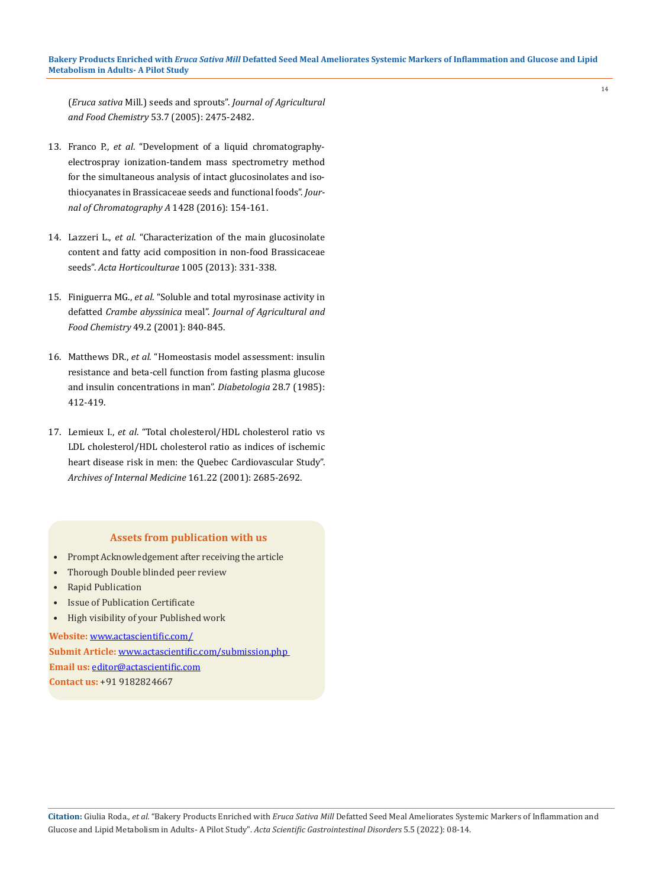(*Eruca sativa* Mill.) seeds and sprouts". *Journal of Agricultural and Food Chemistry* 53.7 (2005): 2475-2482.

13. Franco P., *et al*. "Development of a liquid chromatography-electrospray ionization-tandem mass spectrometry method for the simultaneous analysis of intact glucosinolates and isothiocyanates in Brassicaceae seeds and functional foods". *Journal of Chromatography A* 1428 (2016): 154-161.

14. Lazzeri L., *et al*. "Characterization of the main glucosinolate content and fatty acid composition in non-food Brassicaceae seeds". *Acta Horticoulturae* 1005 (2013): 331-338.

15. Finiguerra MG., *et al*. "Soluble and total myrosinase activity in defatted *Crambe abyssinica* meal". *Journal of Agricultural and Food Chemistry* 49.2 (2001): 840-845.

16. Matthews DR., *et al*. "Homeostasis model assessment: insulin resistance and beta-cell function from fasting plasma glucose and insulin concentrations in man". *Diabetologia* 28.7 (1985): 412-419.

17. Lemieux I., *et al*. "Total cholesterol/HDL cholesterol ratio vs LDL cholesterol/HDL cholesterol ratio as indices of ischemic heart disease risk in men: the Quebec Cardiovascular Study". *Archives of Internal Medicine* 161.22 (2001): 2685-2692.

**Assets from publication with us**

- Prompt Acknowledgement after receiving the article
- Thorough Double blinded peer review
- Rapid Publication
- Issue of Publication Certificate
- High visibility of your Published work

**Website:** www.actascientific.com/
**Submit Article:** www.actascientific.com/submission.php
**Email us:** editor@actascientific.com
**Contact us:** +91 9182824667